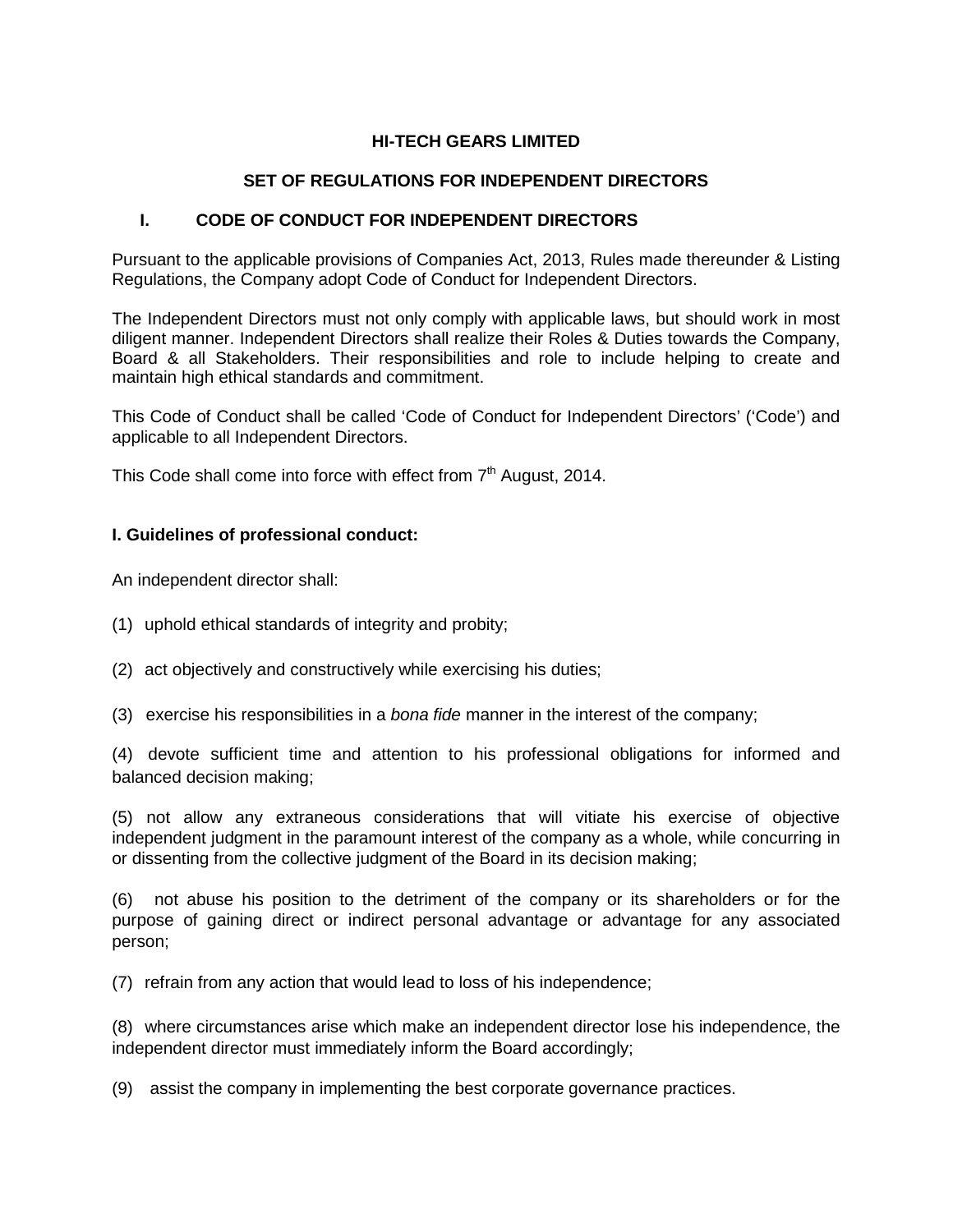# HI-TECH GEARS LIMITED

## SET OF REGULATIONS FOR INDEPENDENT DIRECTORS

### I. CODE OF CONDUCT FOR INDEPENDENT DIRECTORS

Pursuant to the applicable provisions of Companies Act, 2013, Rules made thereunder & Listing Regulations, the Company adopt Code of Conduct for Independent Directors.

The Independent Directors must not only comply with applicable laws, but should work in most diligent manner. Independent Directors shall realize their Roles & Duties towards the Company, Board & all Stakeholders. Their responsibilities and role to include helping to create and maintain high ethical standards and commitment.

This Code of Conduct shall be called 'Code of Conduct for Independent Directors' ('Code') and applicable to all Independent Directors.

This Code shall come into force with effect from 7th August, 2014.

**I. Guidelines of professional conduct:**

An independent director shall:

(1) uphold ethical standards of integrity and probity;

(2) act objectively and constructively while exercising his duties;

(3) exercise his responsibilities in a *bona fide* manner in the interest of the company;

(4) devote sufficient time and attention to his professional obligations for informed and balanced decision making;

(5) not allow any extraneous considerations that will vitiate his exercise of objective independent judgment in the paramount interest of the company as a whole, while concurring in or dissenting from the collective judgment of the Board in its decision making;

(6) not abuse his position to the detriment of the company or its shareholders or for the purpose of gaining direct or indirect personal advantage or advantage for any associated person;

(7) refrain from any action that would lead to loss of his independence;

(8) where circumstances arise which make an independent director lose his independence, the independent director must immediately inform the Board accordingly;

(9) assist the company in implementing the best corporate governance practices.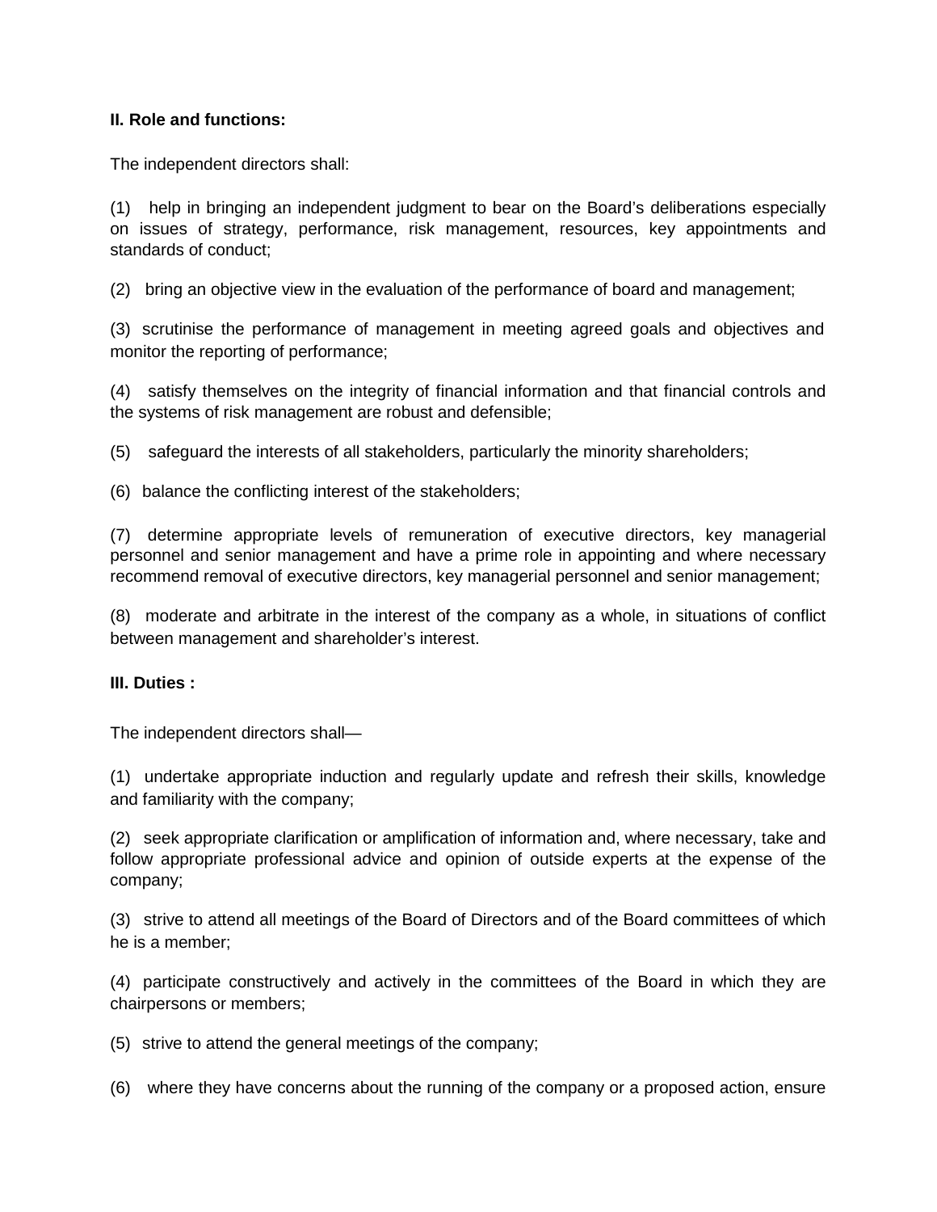**II. Role and functions:**

The independent directors shall:

(1) help in bringing an independent judgment to bear on the Board's deliberations especially on issues of strategy, performance, risk management, resources, key appointments and standards of conduct;

(2) bring an objective view in the evaluation of the performance of board and management;

(3) scrutinise the performance of management in meeting agreed goals and objectives and monitor the reporting of performance;

(4) satisfy themselves on the integrity of financial information and that financial controls and the systems of risk management are robust and defensible;

(5) safeguard the interests of all stakeholders, particularly the minority shareholders;

(6) balance the conflicting interest of the stakeholders;

(7) determine appropriate levels of remuneration of executive directors, key managerial personnel and senior management and have a prime role in appointing and where necessary recommend removal of executive directors, key managerial personnel and senior management;

(8) moderate and arbitrate in the interest of the company as a whole, in situations of conflict between management and shareholder's interest.

**III. Duties :**

The independent directors shall—

(1) undertake appropriate induction and regularly update and refresh their skills, knowledge and familiarity with the company;

(2) seek appropriate clarification or amplification of information and, where necessary, take and follow appropriate professional advice and opinion of outside experts at the expense of the company;

(3) strive to attend all meetings of the Board of Directors and of the Board committees of which he is a member;

(4) participate constructively and actively in the committees of the Board in which they are chairpersons or members;

(5) strive to attend the general meetings of the company;

(6) where they have concerns about the running of the company or a proposed action, ensure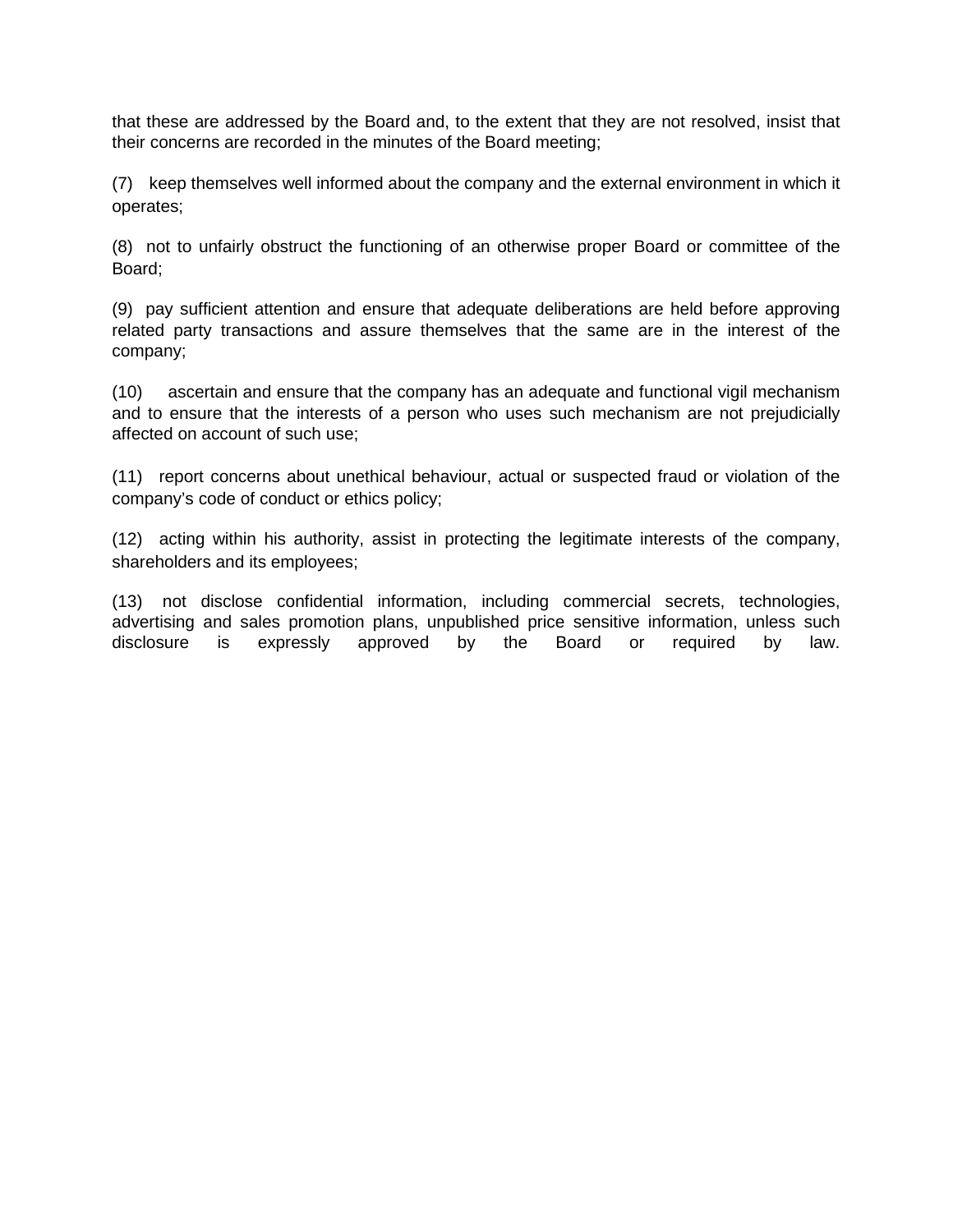that these are addressed by the Board and, to the extent that they are not resolved, insist that their concerns are recorded in the minutes of the Board meeting;

(7) keep themselves well informed about the company and the external environment in which it operates;

(8) not to unfairly obstruct the functioning of an otherwise proper Board or committee of the Board;

(9) pay sufficient attention and ensure that adequate deliberations are held before approving related party transactions and assure themselves that the same are in the interest of the company;

(10) ascertain and ensure that the company has an adequate and functional vigil mechanism and to ensure that the interests of a person who uses such mechanism are not prejudicially affected on account of such use;

(11) report concerns about unethical behaviour, actual or suspected fraud or violation of the company's code of conduct or ethics policy;

(12) acting within his authority, assist in protecting the legitimate interests of the company, shareholders and its employees;

(13) not disclose confidential information, including commercial secrets, technologies, advertising and sales promotion plans, unpublished price sensitive information, unless such disclosure is expressly approved by the Board or required by law.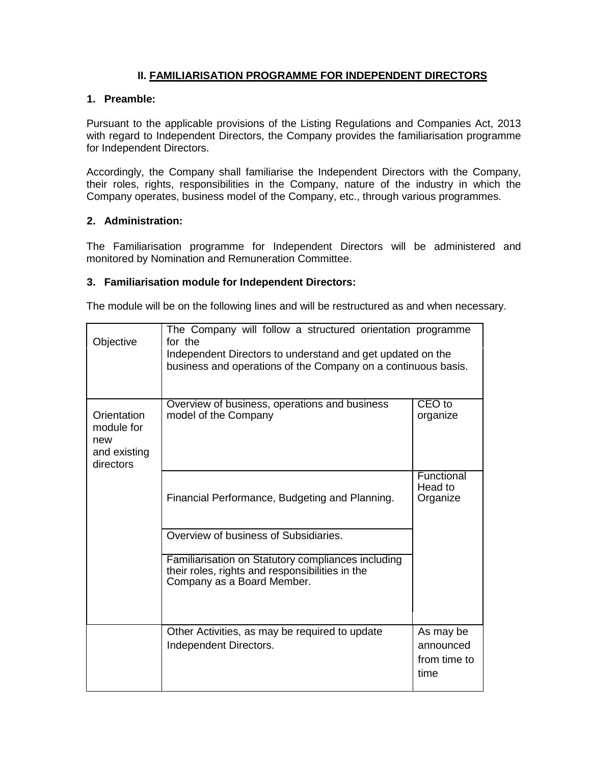## II. FAMILIARISATION PROGRAMME FOR INDEPENDENT DIRECTORS

### 1. Preamble:

Pursuant to the applicable provisions of the Listing Regulations and Companies Act, 2013 with regard to Independent Directors, the Company provides the familiarisation programme for Independent Directors.

Accordingly, the Company shall familiarise the Independent Directors with the Company, their roles, rights, responsibilities in the Company, nature of the industry in which the Company operates, business model of the Company, etc., through various programmes.

### 2. Administration:

The Familiarisation programme for Independent Directors will be administered and monitored by Nomination and Remuneration Committee.

### 3. Familiarisation module for Independent Directors:

The module will be on the following lines and will be restructured as and when necessary.

| | | |
|---|---|---|
| Objective | The Company will follow a structured orientation programme for the Independent Directors to understand and get updated on the business and operations of the Company on a continuous basis. | |
| Orientation module for new and existing directors | Overview of business, operations and business model of the Company | CEO to organize |
| | Financial Performance, Budgeting and Planning. | Functional Head to Organize |
| | Overview of business of Subsidiaries. | |
| | Familiarisation on Statutory compliances including their roles, rights and responsibilities in the Company as a Board Member. | |
| | Other Activities, as may be required to update Independent Directors. | As may be announced from time to time |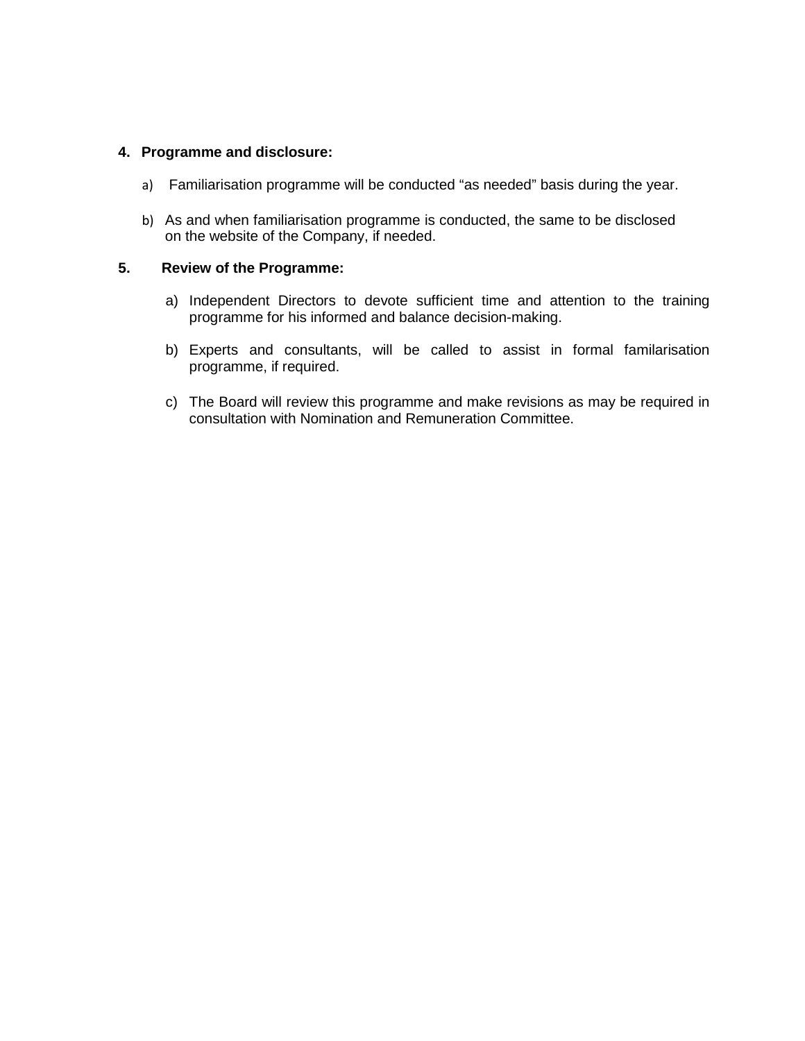**4. Programme and disclosure:**

a) Familiarisation programme will be conducted "as needed" basis during the year.

b) As and when familiarisation programme is conducted, the same to be disclosed on the website of the Company, if needed.

**5. Review of the Programme:**

a) Independent Directors to devote sufficient time and attention to the training programme for his informed and balance decision-making.

b) Experts and consultants, will be called to assist in formal familarisation programme, if required.

c) The Board will review this programme and make revisions as may be required in consultation with Nomination and Remuneration Committee.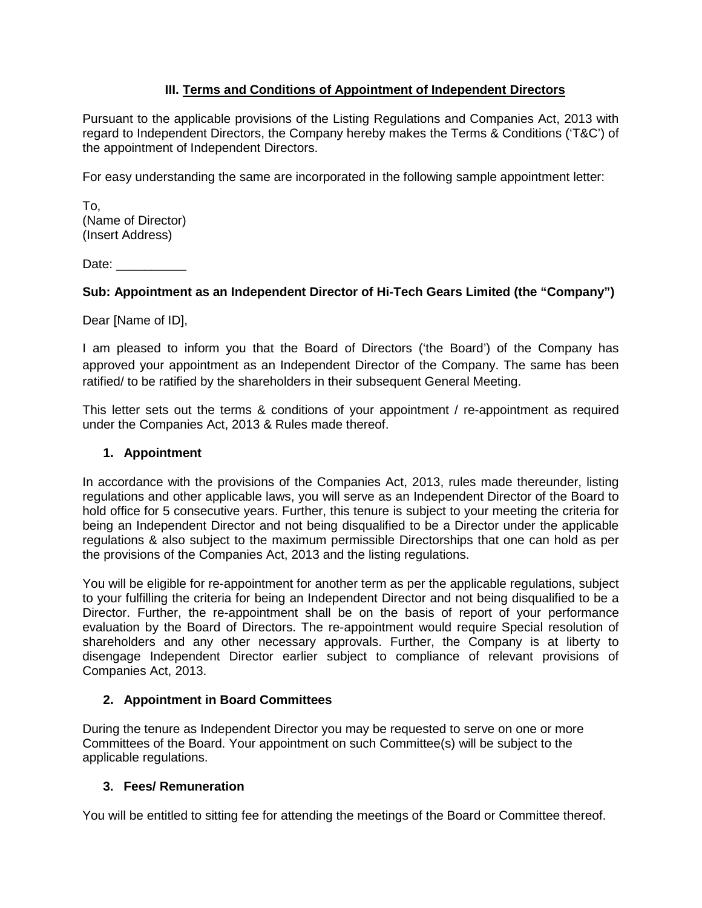## III. Terms and Conditions of Appointment of Independent Directors

Pursuant to the applicable provisions of the Listing Regulations and Companies Act, 2013 with regard to Independent Directors, the Company hereby makes the Terms & Conditions ('T&C') of the appointment of Independent Directors.

For easy understanding the same are incorporated in the following sample appointment letter:

To,
(Name of Director)
(Insert Address)

Date: __________

**Sub: Appointment as an Independent Director of Hi-Tech Gears Limited (the "Company")**

Dear [Name of ID],

I am pleased to inform you that the Board of Directors ('the Board') of the Company has approved your appointment as an Independent Director of the Company. The same has been ratified/ to be ratified by the shareholders in their subsequent General Meeting.

This letter sets out the terms & conditions of your appointment / re-appointment as required under the Companies Act, 2013 & Rules made thereof.

### 1. Appointment

In accordance with the provisions of the Companies Act, 2013, rules made thereunder, listing regulations and other applicable laws, you will serve as an Independent Director of the Board to hold office for 5 consecutive years. Further, this tenure is subject to your meeting the criteria for being an Independent Director and not being disqualified to be a Director under the applicable regulations & also subject to the maximum permissible Directorships that one can hold as per the provisions of the Companies Act, 2013 and the listing regulations.

You will be eligible for re-appointment for another term as per the applicable regulations, subject to your fulfilling the criteria for being an Independent Director and not being disqualified to be a Director. Further, the re-appointment shall be on the basis of report of your performance evaluation by the Board of Directors. The re-appointment would require Special resolution of shareholders and any other necessary approvals. Further, the Company is at liberty to disengage Independent Director earlier subject to compliance of relevant provisions of Companies Act, 2013.

### 2. Appointment in Board Committees

During the tenure as Independent Director you may be requested to serve on one or more Committees of the Board. Your appointment on such Committee(s) will be subject to the applicable regulations.

### 3. Fees/ Remuneration

You will be entitled to sitting fee for attending the meetings of the Board or Committee thereof.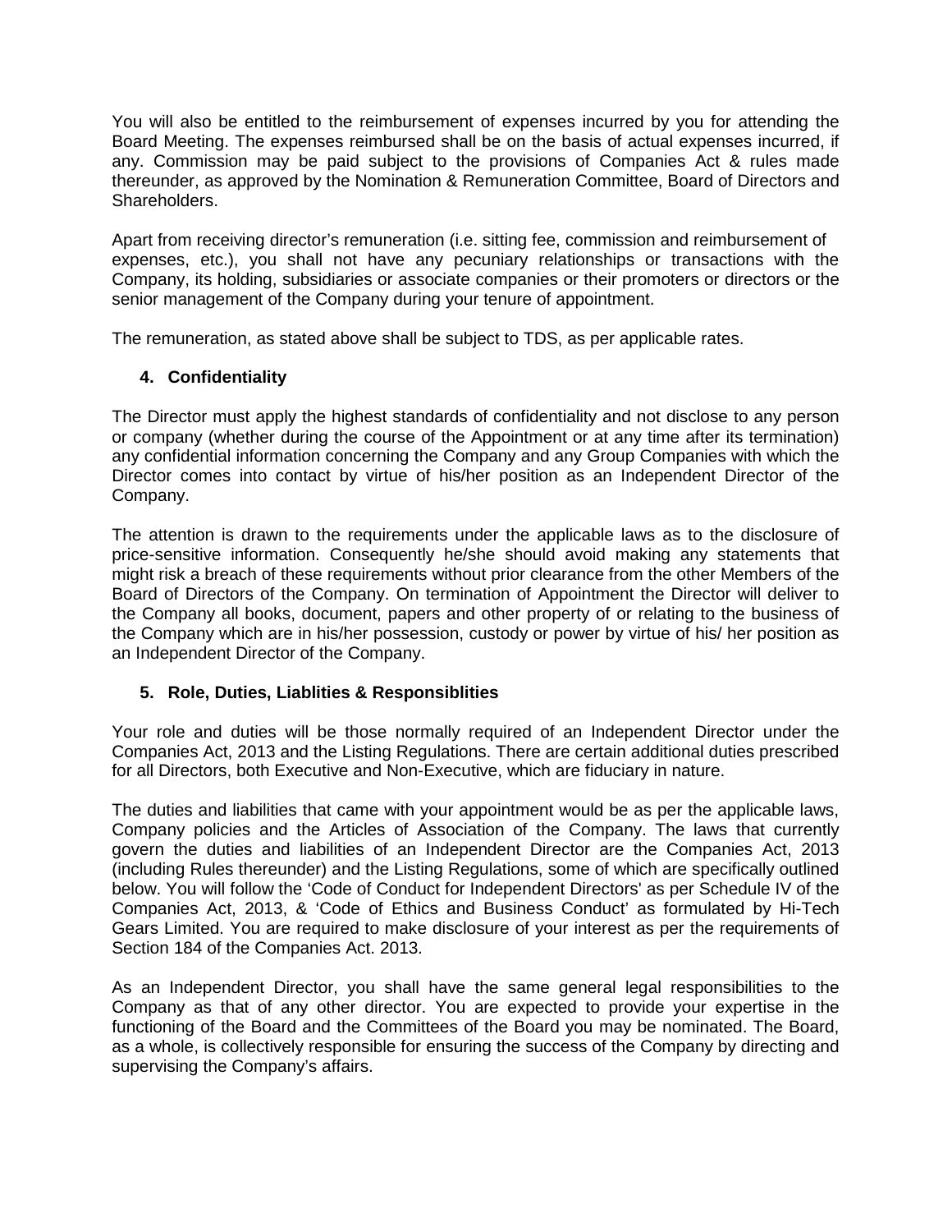You will also be entitled to the reimbursement of expenses incurred by you for attending the Board Meeting. The expenses reimbursed shall be on the basis of actual expenses incurred, if any. Commission may be paid subject to the provisions of Companies Act & rules made thereunder, as approved by the Nomination & Remuneration Committee, Board of Directors and Shareholders.

Apart from receiving director's remuneration (i.e. sitting fee, commission and reimbursement of expenses, etc.), you shall not have any pecuniary relationships or transactions with the Company, its holding, subsidiaries or associate companies or their promoters or directors or the senior management of the Company during your tenure of appointment.

The remuneration, as stated above shall be subject to TDS, as per applicable rates.

### 4. Confidentiality

The Director must apply the highest standards of confidentiality and not disclose to any person or company (whether during the course of the Appointment or at any time after its termination) any confidential information concerning the Company and any Group Companies with which the Director comes into contact by virtue of his/her position as an Independent Director of the Company.

The attention is drawn to the requirements under the applicable laws as to the disclosure of price-sensitive information. Consequently he/she should avoid making any statements that might risk a breach of these requirements without prior clearance from the other Members of the Board of Directors of the Company. On termination of Appointment the Director will deliver to the Company all books, document, papers and other property of or relating to the business of the Company which are in his/her possession, custody or power by virtue of his/ her position as an Independent Director of the Company.

### 5. Role, Duties, Liablities & Responsiblities

Your role and duties will be those normally required of an Independent Director under the Companies Act, 2013 and the Listing Regulations. There are certain additional duties prescribed for all Directors, both Executive and Non-Executive, which are fiduciary in nature.

The duties and liabilities that came with your appointment would be as per the applicable laws, Company policies and the Articles of Association of the Company. The laws that currently govern the duties and liabilities of an Independent Director are the Companies Act, 2013 (including Rules thereunder) and the Listing Regulations, some of which are specifically outlined below. You will follow the 'Code of Conduct for Independent Directors' as per Schedule IV of the Companies Act, 2013, & 'Code of Ethics and Business Conduct' as formulated by Hi-Tech Gears Limited. You are required to make disclosure of your interest as per the requirements of Section 184 of the Companies Act. 2013.

As an Independent Director, you shall have the same general legal responsibilities to the Company as that of any other director. You are expected to provide your expertise in the functioning of the Board and the Committees of the Board you may be nominated. The Board, as a whole, is collectively responsible for ensuring the success of the Company by directing and supervising the Company's affairs.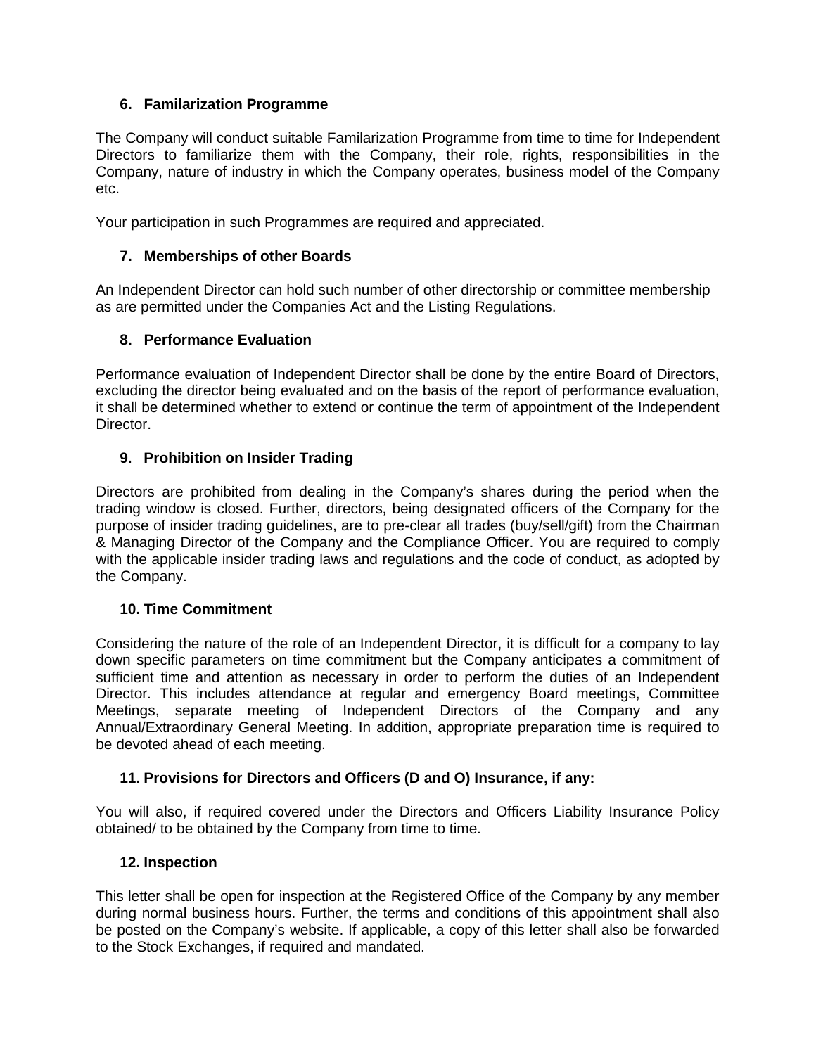### 6. Familarization Programme

The Company will conduct suitable Familarization Programme from time to time for Independent Directors to familiarize them with the Company, their role, rights, responsibilities in the Company, nature of industry in which the Company operates, business model of the Company etc.

Your participation in such Programmes are required and appreciated.

### 7. Memberships of other Boards

An Independent Director can hold such number of other directorship or committee membership as are permitted under the Companies Act and the Listing Regulations.

### 8. Performance Evaluation

Performance evaluation of Independent Director shall be done by the entire Board of Directors, excluding the director being evaluated and on the basis of the report of performance evaluation, it shall be determined whether to extend or continue the term of appointment of the Independent Director.

### 9. Prohibition on Insider Trading

Directors are prohibited from dealing in the Company's shares during the period when the trading window is closed. Further, directors, being designated officers of the Company for the purpose of insider trading guidelines, are to pre-clear all trades (buy/sell/gift) from the Chairman & Managing Director of the Company and the Compliance Officer. You are required to comply with the applicable insider trading laws and regulations and the code of conduct, as adopted by the Company.

### 10. Time Commitment

Considering the nature of the role of an Independent Director, it is difficult for a company to lay down specific parameters on time commitment but the Company anticipates a commitment of sufficient time and attention as necessary in order to perform the duties of an Independent Director. This includes attendance at regular and emergency Board meetings, Committee Meetings, separate meeting of Independent Directors of the Company and any Annual/Extraordinary General Meeting. In addition, appropriate preparation time is required to be devoted ahead of each meeting.

### 11. Provisions for Directors and Officers (D and O) Insurance, if any:

You will also, if required covered under the Directors and Officers Liability Insurance Policy obtained/ to be obtained by the Company from time to time.

### 12. Inspection

This letter shall be open for inspection at the Registered Office of the Company by any member during normal business hours. Further, the terms and conditions of this appointment shall also be posted on the Company's website. If applicable, a copy of this letter shall also be forwarded to the Stock Exchanges, if required and mandated.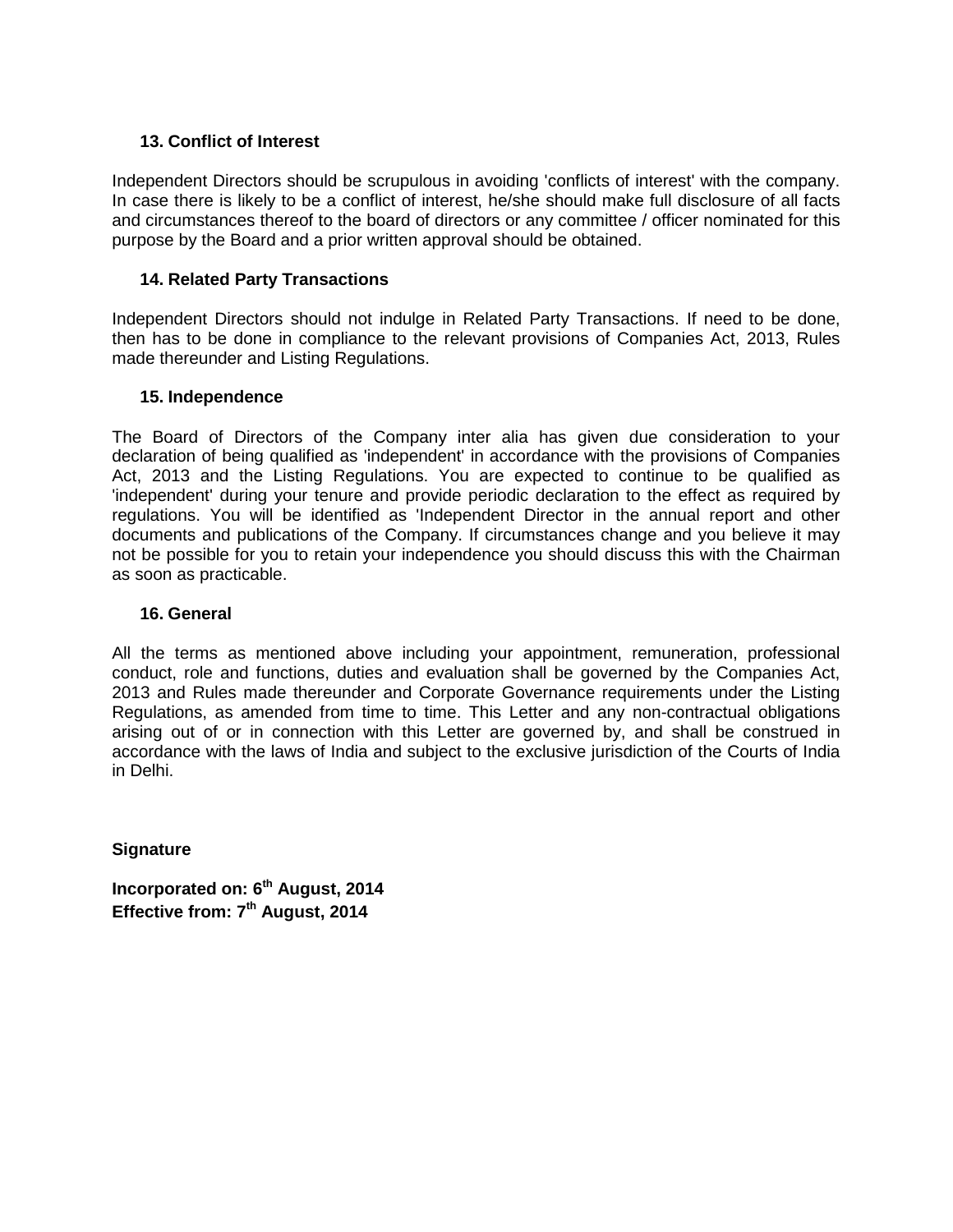### 13. Conflict of Interest

Independent Directors should be scrupulous in avoiding 'conflicts of interest' with the company. In case there is likely to be a conflict of interest, he/she should make full disclosure of all facts and circumstances thereof to the board of directors or any committee / officer nominated for this purpose by the Board and a prior written approval should be obtained.

### 14. Related Party Transactions

Independent Directors should not indulge in Related Party Transactions. If need to be done, then has to be done in compliance to the relevant provisions of Companies Act, 2013, Rules made thereunder and Listing Regulations.

### 15. Independence

The Board of Directors of the Company inter alia has given due consideration to your declaration of being qualified as 'independent' in accordance with the provisions of Companies Act, 2013 and the Listing Regulations. You are expected to continue to be qualified as 'independent' during your tenure and provide periodic declaration to the effect as required by regulations. You will be identified as 'Independent Director in the annual report and other documents and publications of the Company. If circumstances change and you believe it may not be possible for you to retain your independence you should discuss this with the Chairman as soon as practicable.

### 16. General

All the terms as mentioned above including your appointment, remuneration, professional conduct, role and functions, duties and evaluation shall be governed by the Companies Act, 2013 and Rules made thereunder and Corporate Governance requirements under the Listing Regulations, as amended from time to time. This Letter and any non-contractual obligations arising out of or in connection with this Letter are governed by, and shall be construed in accordance with the laws of India and subject to the exclusive jurisdiction of the Courts of India in Delhi.

**Signature**

**Incorporated on: 6th August, 2014**
**Effective from: 7th August, 2014**